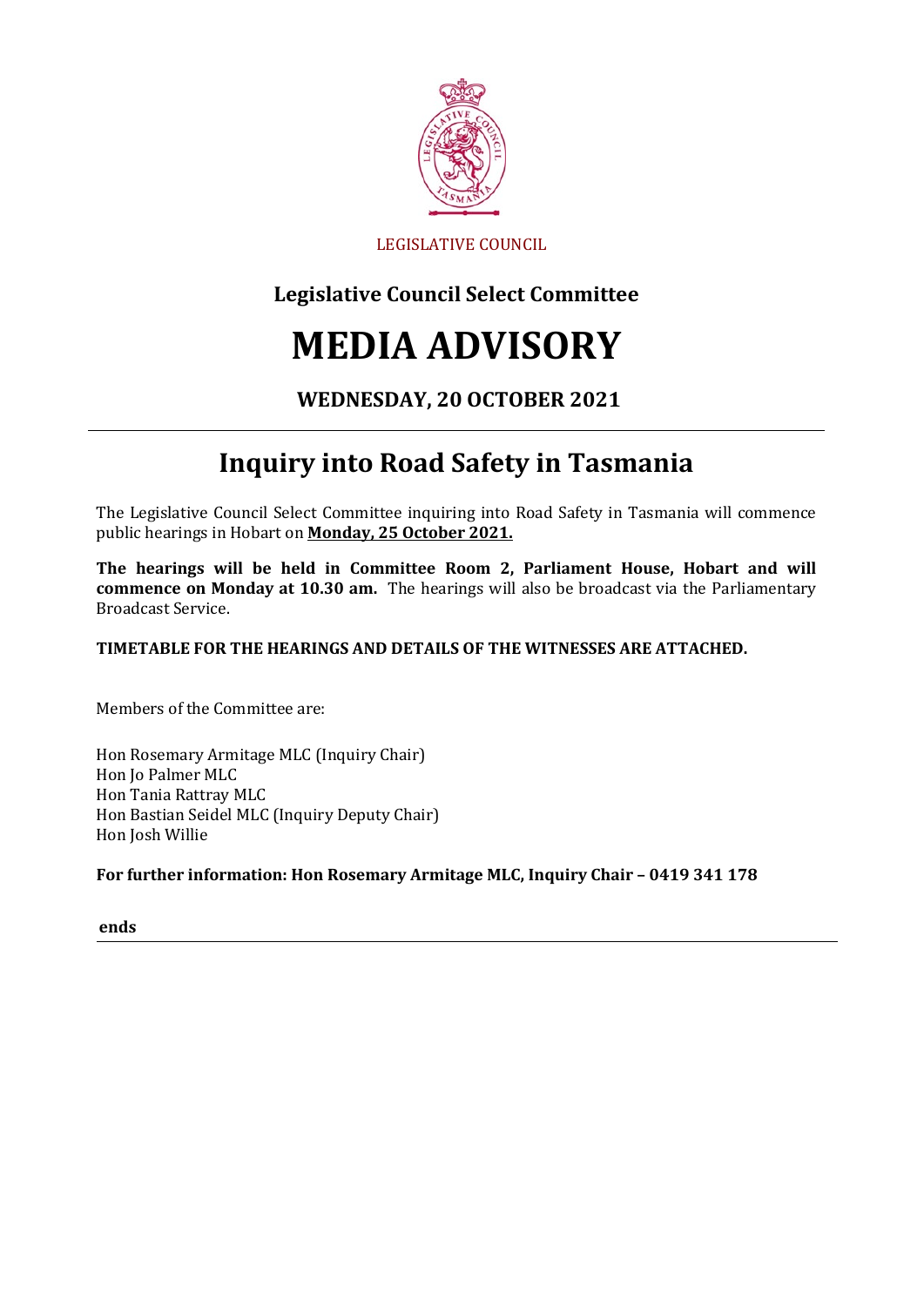LEGISLATIVE COUNCIL

## Legislative Council Select Committee

# MEDIA ADVISORY

### WEDNESDAY, 20 OCTOBER 2021

---

## Inquiry into Road Safety in Tasmania

The Legislative Council Select Committee inquiring into Road Safety in Tasmania will commence public hearings in Hobart on **Monday, 25 October 2021.**

**The hearings will be held in Committee Room 2, Parliament House, Hobart and will commence on Monday at 10.30 am.** The hearings will also be broadcast via the Parliamentary Broadcast Service.

**TIMETABLE FOR THE HEARINGS AND DETAILS OF THE WITNESSES ARE ATTACHED.**

Members of the Committee are:

Hon Rosemary Armitage MLC (Inquiry Chair)
Hon Jo Palmer MLC
Hon Tania Rattray MLC
Hon Bastian Seidel MLC (Inquiry Deputy Chair)
Hon Josh Willie

**For further information: Hon Rosemary Armitage MLC, Inquiry Chair – 0419 341 178**

**ends**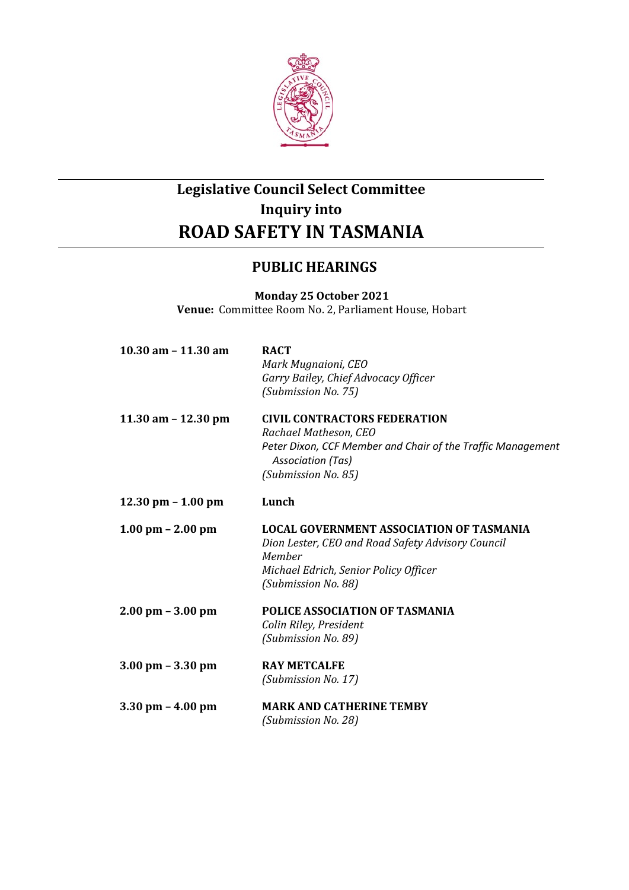## Legislative Council Select Committee
## Inquiry into
# ROAD SAFETY IN TASMANIA

## PUBLIC HEARINGS

**Monday 25 October 2021**
**Venue:** Committee Room No. 2, Parliament House, Hobart

| | |
|---|---|
| **10.30 am – 11.30 am** | **RACT**<br>*Mark Mugnaioni, CEO*<br>*Garry Bailey, Chief Advocacy Officer*<br>*(Submission No. 75)* |
| **11.30 am – 12.30 pm** | **CIVIL CONTRACTORS FEDERATION**<br>*Rachael Matheson, CEO*<br>*Peter Dixon, CCF Member and Chair of the Traffic Management Association (Tas)*<br>*(Submission No. 85)* |
| **12.30 pm – 1.00 pm** | **Lunch** |
| **1.00 pm – 2.00 pm** | **LOCAL GOVERNMENT ASSOCIATION OF TASMANIA**<br>*Dion Lester, CEO and Road Safety Advisory Council Member*<br>*Michael Edrich, Senior Policy Officer*<br>*(Submission No. 88)* |
| **2.00 pm – 3.00 pm** | **POLICE ASSOCIATION OF TASMANIA**<br>*Colin Riley, President*<br>*(Submission No. 89)* |
| **3.00 pm – 3.30 pm** | **RAY METCALFE**<br>*(Submission No. 17)* |
| **3.30 pm – 4.00 pm** | **MARK AND CATHERINE TEMBY**<br>*(Submission No. 28)* |